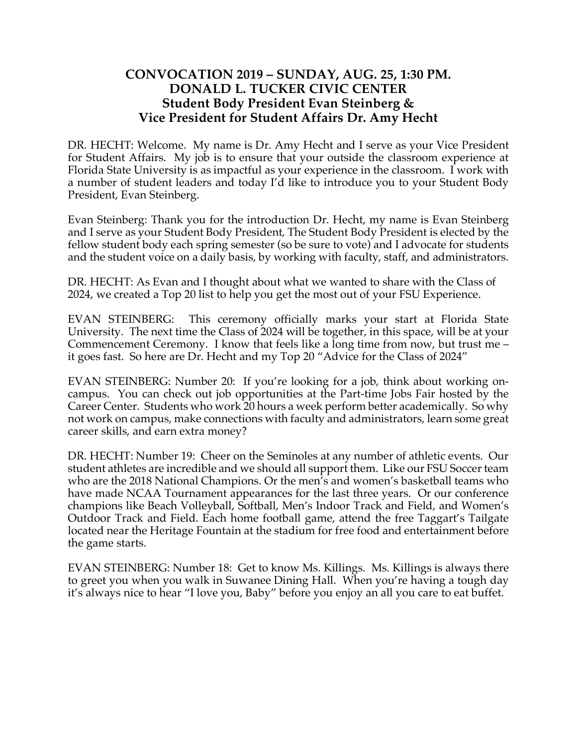# CONVOCATION 2019 – SUNDAY, AUG. 25, 1:30 PM.
# DONALD L. TUCKER CIVIC CENTER
## Student Body President Evan Steinberg & Vice President for Student Affairs Dr. Amy Hecht

DR. HECHT: Welcome. My name is Dr. Amy Hecht and I serve as your Vice President for Student Affairs. My job is to ensure that your outside the classroom experience at Florida State University is as impactful as your experience in the classroom. I work with a number of student leaders and today I'd like to introduce you to your Student Body President, Evan Steinberg.

Evan Steinberg: Thank you for the introduction Dr. Hecht, my name is Evan Steinberg and I serve as your Student Body President, The Student Body President is elected by the fellow student body each spring semester (so be sure to vote) and I advocate for students and the student voice on a daily basis, by working with faculty, staff, and administrators.

DR. HECHT: As Evan and I thought about what we wanted to share with the Class of 2024, we created a Top 20 list to help you get the most out of your FSU Experience.

EVAN STEINBERG: This ceremony officially marks your start at Florida State University. The next time the Class of 2024 will be together, in this space, will be at your Commencement Ceremony. I know that feels like a long time from now, but trust me – it goes fast. So here are Dr. Hecht and my Top 20 "Advice for the Class of 2024"

EVAN STEINBERG: Number 20: If you're looking for a job, think about working on-campus. You can check out job opportunities at the Part-time Jobs Fair hosted by the Career Center. Students who work 20 hours a week perform better academically. So why not work on campus, make connections with faculty and administrators, learn some great career skills, and earn extra money?

DR. HECHT: Number 19: Cheer on the Seminoles at any number of athletic events. Our student athletes are incredible and we should all support them. Like our FSU Soccer team who are the 2018 National Champions. Or the men's and women's basketball teams who have made NCAA Tournament appearances for the last three years. Or our conference champions like Beach Volleyball, Softball, Men's Indoor Track and Field, and Women's Outdoor Track and Field. Each home football game, attend the free Taggart's Tailgate located near the Heritage Fountain at the stadium for free food and entertainment before the game starts.

EVAN STEINBERG: Number 18: Get to know Ms. Killings. Ms. Killings is always there to greet you when you walk in Suwanee Dining Hall. When you're having a tough day it's always nice to hear "I love you, Baby" before you enjoy an all you care to eat buffet.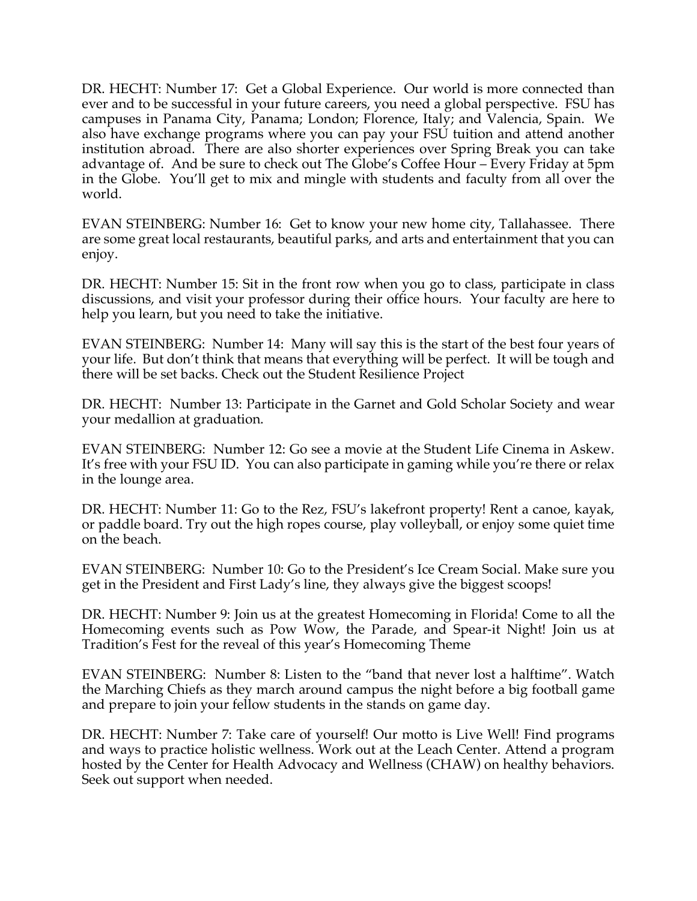DR. HECHT: Number 17: Get a Global Experience. Our world is more connected than ever and to be successful in your future careers, you need a global perspective. FSU has campuses in Panama City, Panama; London; Florence, Italy; and Valencia, Spain. We also have exchange programs where you can pay your FSU tuition and attend another institution abroad. There are also shorter experiences over Spring Break you can take advantage of. And be sure to check out The Globe's Coffee Hour – Every Friday at 5pm in the Globe. You'll get to mix and mingle with students and faculty from all over the world.

EVAN STEINBERG: Number 16: Get to know your new home city, Tallahassee. There are some great local restaurants, beautiful parks, and arts and entertainment that you can enjoy.

DR. HECHT: Number 15: Sit in the front row when you go to class, participate in class discussions, and visit your professor during their office hours. Your faculty are here to help you learn, but you need to take the initiative.

EVAN STEINBERG: Number 14: Many will say this is the start of the best four years of your life. But don't think that means that everything will be perfect. It will be tough and there will be set backs. Check out the Student Resilience Project

DR. HECHT: Number 13: Participate in the Garnet and Gold Scholar Society and wear your medallion at graduation.

EVAN STEINBERG: Number 12: Go see a movie at the Student Life Cinema in Askew. It's free with your FSU ID. You can also participate in gaming while you're there or relax in the lounge area.

DR. HECHT: Number 11: Go to the Rez, FSU's lakefront property! Rent a canoe, kayak, or paddle board. Try out the high ropes course, play volleyball, or enjoy some quiet time on the beach.

EVAN STEINBERG: Number 10: Go to the President's Ice Cream Social. Make sure you get in the President and First Lady's line, they always give the biggest scoops!

DR. HECHT: Number 9: Join us at the greatest Homecoming in Florida! Come to all the Homecoming events such as Pow Wow, the Parade, and Spear-it Night! Join us at Tradition's Fest for the reveal of this year's Homecoming Theme

EVAN STEINBERG: Number 8: Listen to the "band that never lost a halftime". Watch the Marching Chiefs as they march around campus the night before a big football game and prepare to join your fellow students in the stands on game day.

DR. HECHT: Number 7: Take care of yourself! Our motto is Live Well! Find programs and ways to practice holistic wellness. Work out at the Leach Center. Attend a program hosted by the Center for Health Advocacy and Wellness (CHAW) on healthy behaviors. Seek out support when needed.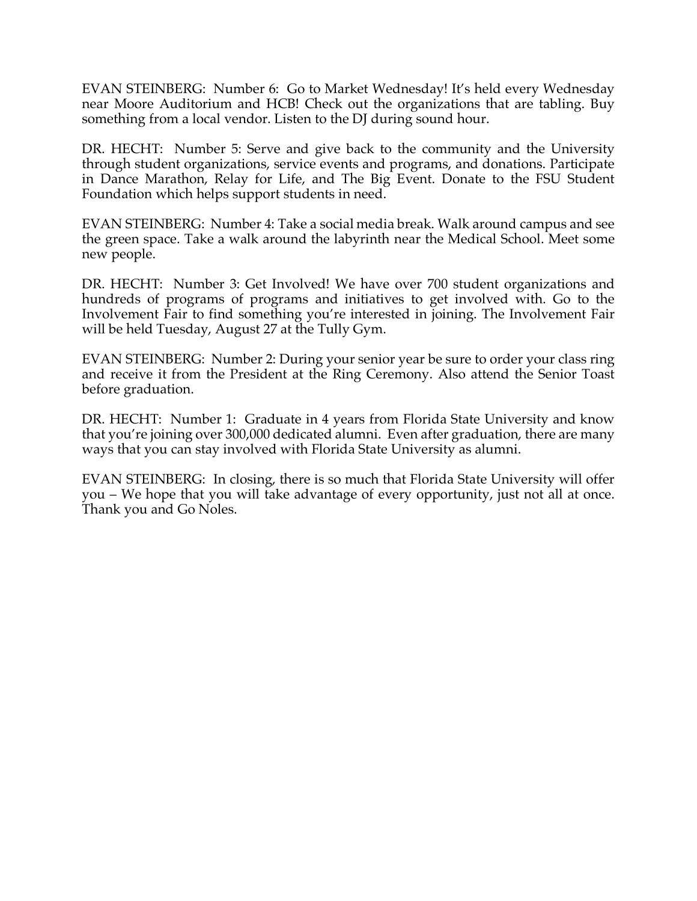EVAN STEINBERG: Number 6: Go to Market Wednesday! It's held every Wednesday near Moore Auditorium and HCB! Check out the organizations that are tabling. Buy something from a local vendor. Listen to the DJ during sound hour.

DR. HECHT: Number 5: Serve and give back to the community and the University through student organizations, service events and programs, and donations. Participate in Dance Marathon, Relay for Life, and The Big Event. Donate to the FSU Student Foundation which helps support students in need.

EVAN STEINBERG: Number 4: Take a social media break. Walk around campus and see the green space. Take a walk around the labyrinth near the Medical School. Meet some new people.

DR. HECHT: Number 3: Get Involved! We have over 700 student organizations and hundreds of programs of programs and initiatives to get involved with. Go to the Involvement Fair to find something you're interested in joining. The Involvement Fair will be held Tuesday, August 27 at the Tully Gym.

EVAN STEINBERG: Number 2: During your senior year be sure to order your class ring and receive it from the President at the Ring Ceremony. Also attend the Senior Toast before graduation.

DR. HECHT: Number 1: Graduate in 4 years from Florida State University and know that you're joining over 300,000 dedicated alumni. Even after graduation, there are many ways that you can stay involved with Florida State University as alumni.

EVAN STEINBERG: In closing, there is so much that Florida State University will offer you – We hope that you will take advantage of every opportunity, just not all at once. Thank you and Go Noles.